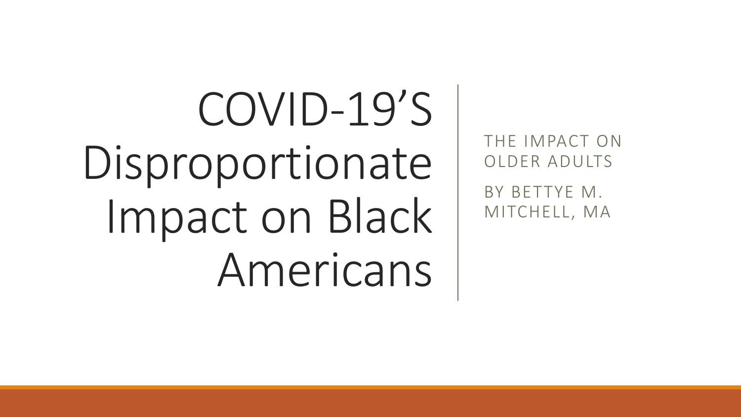# COVID-19'S Disproportionate Impact on Black Americans

THE IMPACT ON OLDER ADULTS

BY BETTYE M. MITCHELL, MA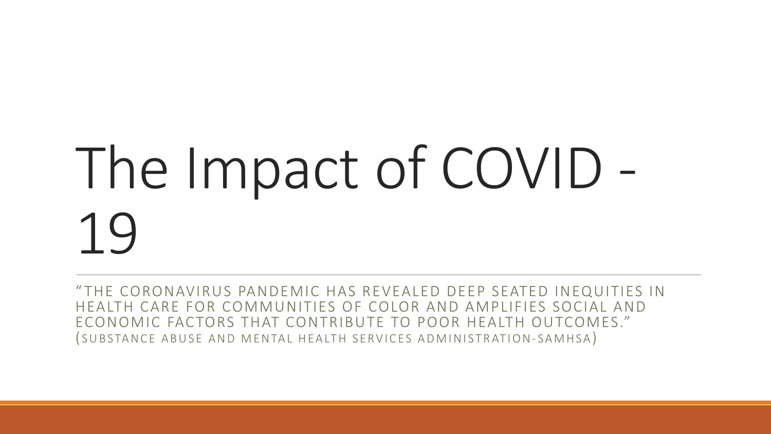# The Impact of COVID - 19

"THE CORONAVIRUS PANDEMIC HAS REVEALED DEEP SEATED INEQUITIES IN HEALTH CARE FOR COMMUNITIES OF COLOR AND AMPLIFIES SOCIAL AND ECONOMIC FACTORS THAT CONTRIBUTE TO POOR HEALTH OUTCOMES." (SUBSTANCE ABUSE AND MENTAL HEALTH SERVICES ADMINISTRATION-SAMHSA)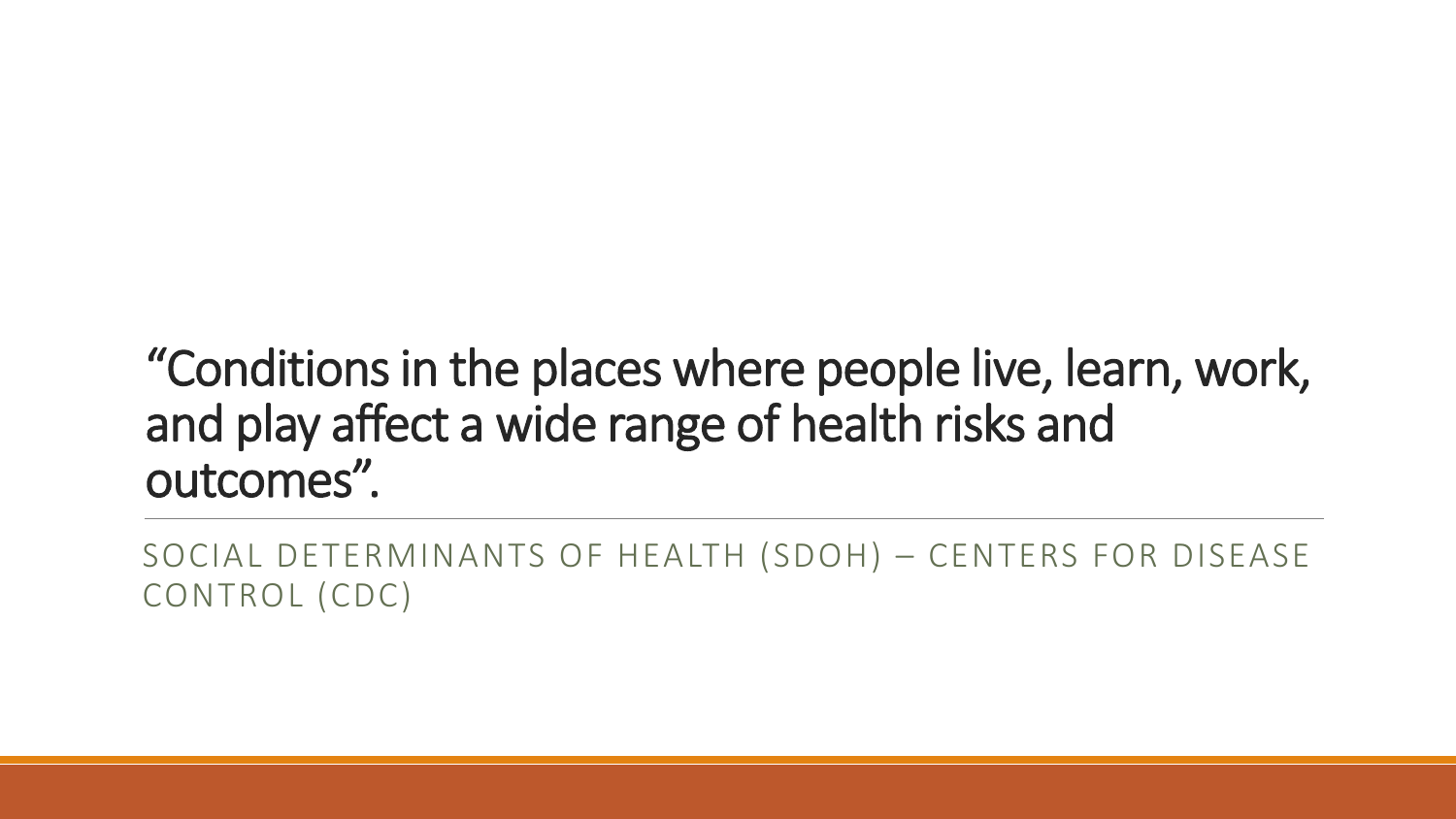# "Conditions in the places where people live, learn, work, and play affect a wide range of health risks and outcomes".

SOCIAL DETERMINANTS OF HEALTH (SDOH) – CENTERS FOR DISEASE CONTROL (CDC)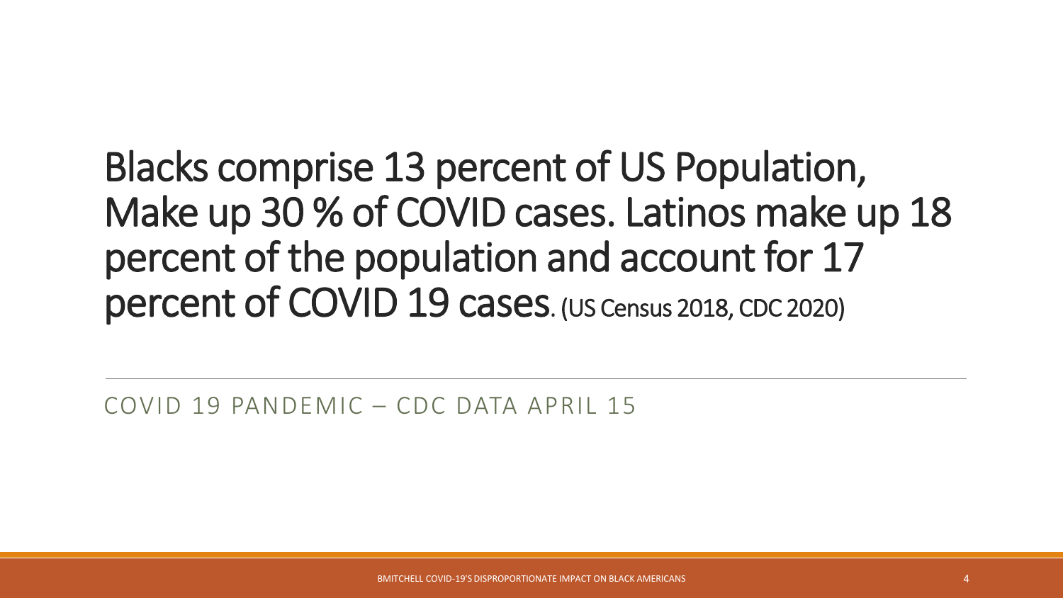# Blacks comprise 13 percent of US Population, Make up 30 % of COVID cases. Latinos make up 18 percent of the population and account for 17 percent of COVID 19 cases. (US Census 2018, CDC 2020)

COVID 19 PANDEMIC – CDC DATA APRIL 15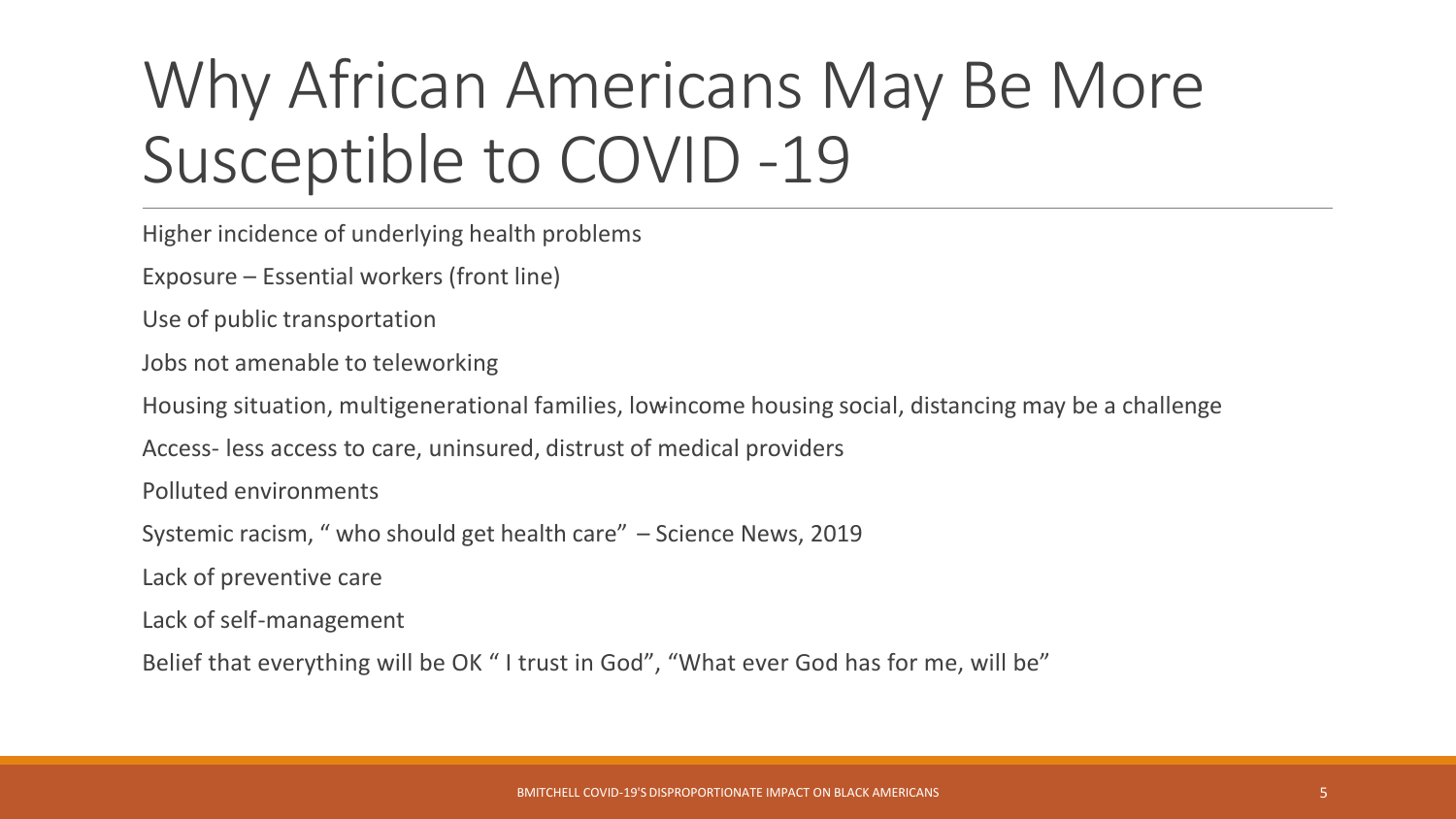# Why African Americans May Be More Susceptible to COVID -19

Higher incidence of underlying health problems

Exposure – Essential workers (front line)

Use of public transportation

Jobs not amenable to teleworking

Housing situation, multigenerational families, low-income housing social, distancing may be a challenge

Access- less access to care, uninsured, distrust of medical providers

Polluted environments

Systemic racism, " who should get health care" – Science News, 2019

Lack of preventive care

Lack of self-management

Belief that everything will be OK " I trust in God", "What ever God has for me, will be"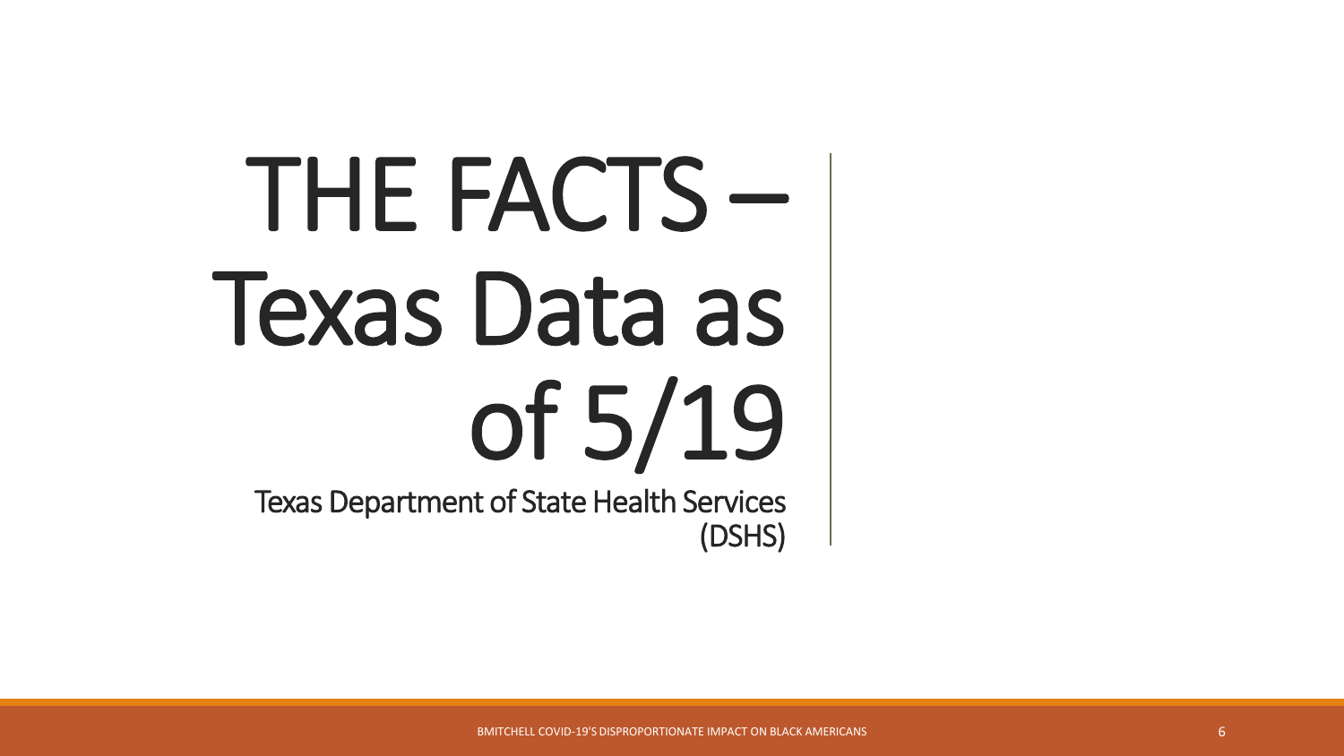# THE FACTS – Texas Data as of 5/19

Texas Department of State Health Services (DSHS)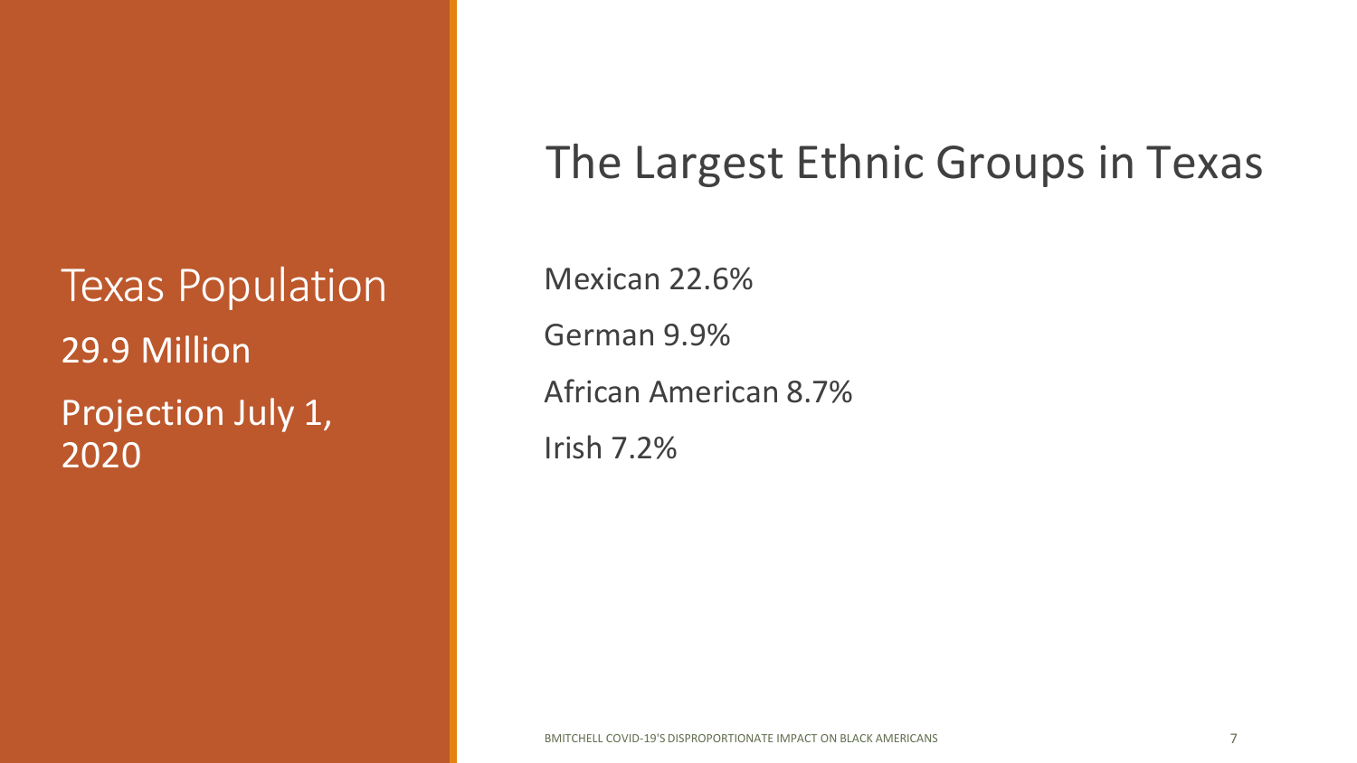# Texas Population

29.9 Million

Projection July 1, 2020

## The Largest Ethnic Groups in Texas

Mexican 22.6%

German 9.9%

African American 8.7%

Irish 7.2%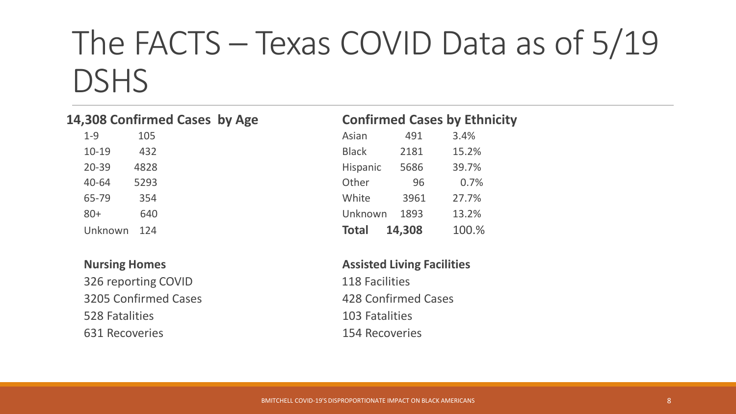# The FACTS – Texas COVID Data as of 5/19 DSHS

**14,308 Confirmed Cases by Age**

| Age | Cases |
|---|---|
| 1-9 | 105 |
| 10-19 | 432 |
| 20-39 | 4828 |
| 40-64 | 5293 |
| 65-79 | 354 |
| 80+ | 640 |
| Unknown | 124 |

**Confirmed Cases by Ethnicity**

| Ethnicity | Cases | Percent |
|---|---|---|
| Asian | 491 | 3.4% |
| Black | 2181 | 15.2% |
| Hispanic | 5686 | 39.7% |
| Other | 96 | 0.7% |
| White | 3961 | 27.7% |
| Unknown | 1893 | 13.2% |
| **Total** | **14,308** | 100.% |

**Nursing Homes**

326 reporting COVID
3205 Confirmed Cases
528 Fatalities
631 Recoveries

**Assisted Living Facilities**

118 Facilities
428 Confirmed Cases
103 Fatalities
154 Recoveries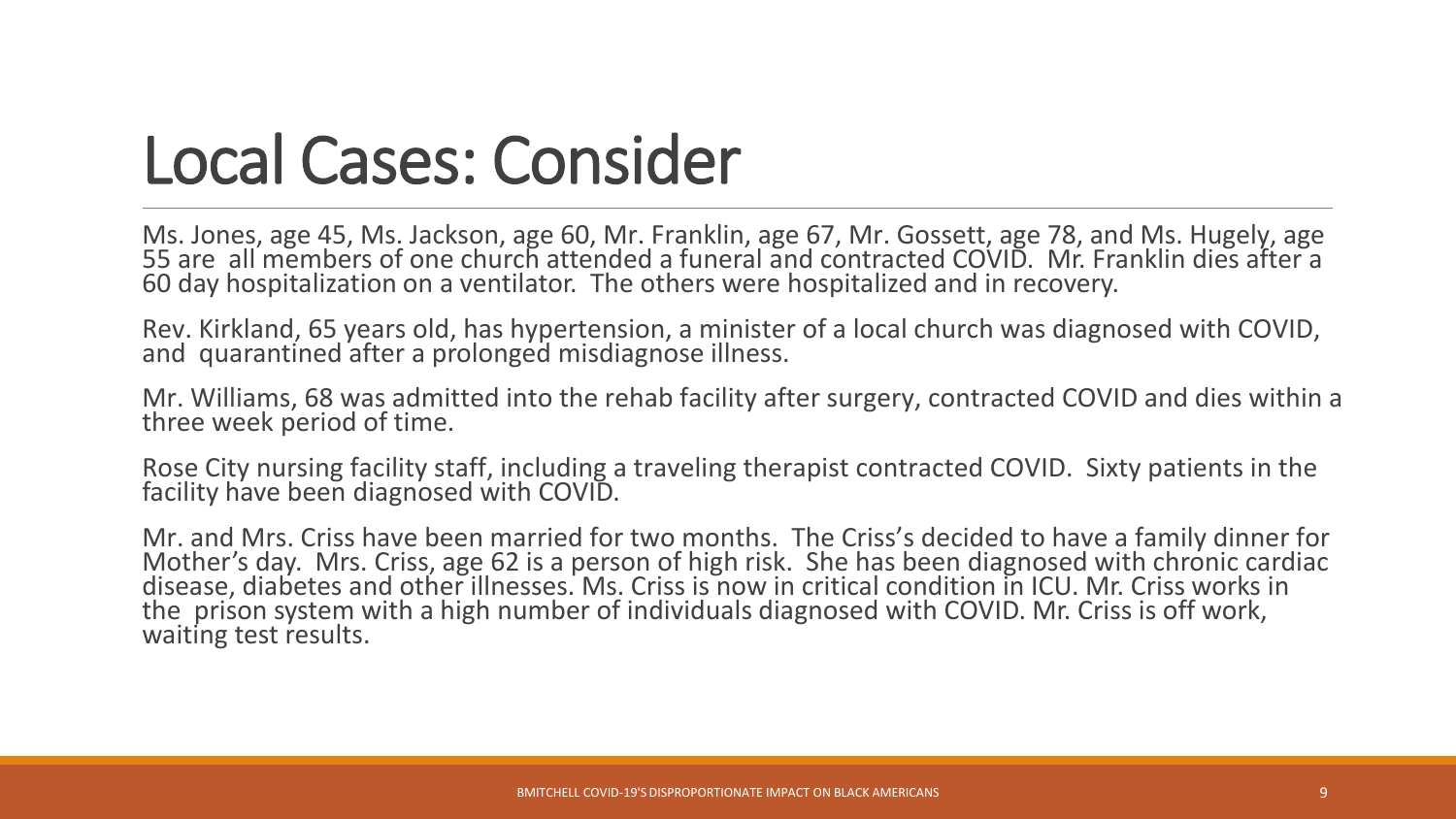# Local Cases: Consider

Ms. Jones, age 45, Ms. Jackson, age 60, Mr. Franklin, age 67, Mr. Gossett, age 78, and Ms. Hugely, age 55 are all members of one church attended a funeral and contracted COVID. Mr. Franklin dies after a 60 day hospitalization on a ventilator. The others were hospitalized and in recovery.

Rev. Kirkland, 65 years old, has hypertension, a minister of a local church was diagnosed with COVID, and quarantined after a prolonged misdiagnose illness.

Mr. Williams, 68 was admitted into the rehab facility after surgery, contracted COVID and dies within a three week period of time.

Rose City nursing facility staff, including a traveling therapist contracted COVID. Sixty patients in the facility have been diagnosed with COVID.

Mr. and Mrs. Criss have been married for two months. The Criss's decided to have a family dinner for Mother's day. Mrs. Criss, age 62 is a person of high risk. She has been diagnosed with chronic cardiac disease, diabetes and other illnesses. Ms. Criss is now in critical condition in ICU. Mr. Criss works in the prison system with a high number of individuals diagnosed with COVID. Mr. Criss is off work, waiting test results.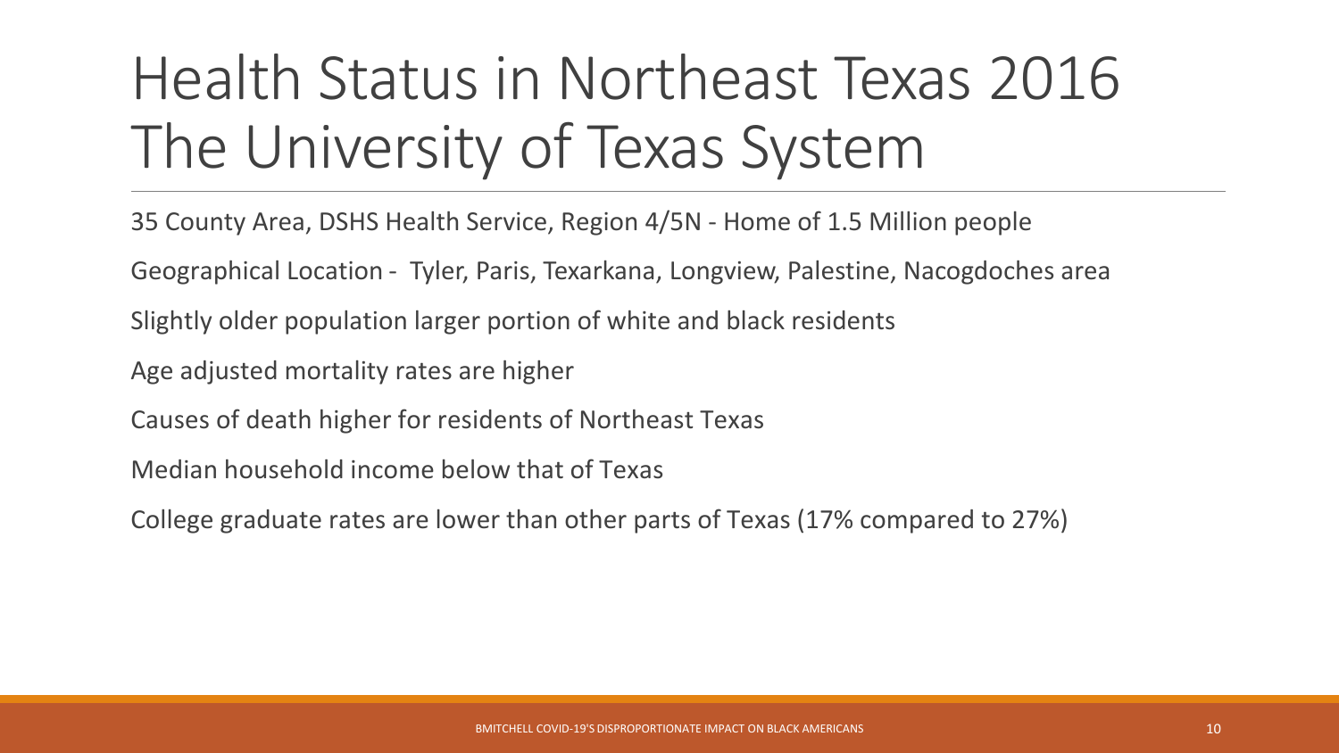# Health Status in Northeast Texas 2016 The University of Texas System

35 County Area, DSHS Health Service, Region 4/5N - Home of 1.5 Million people

Geographical Location - Tyler, Paris, Texarkana, Longview, Palestine, Nacogdoches area

Slightly older population larger portion of white and black residents

Age adjusted mortality rates are higher

Causes of death higher for residents of Northeast Texas

Median household income below that of Texas

College graduate rates are lower than other parts of Texas (17% compared to 27%)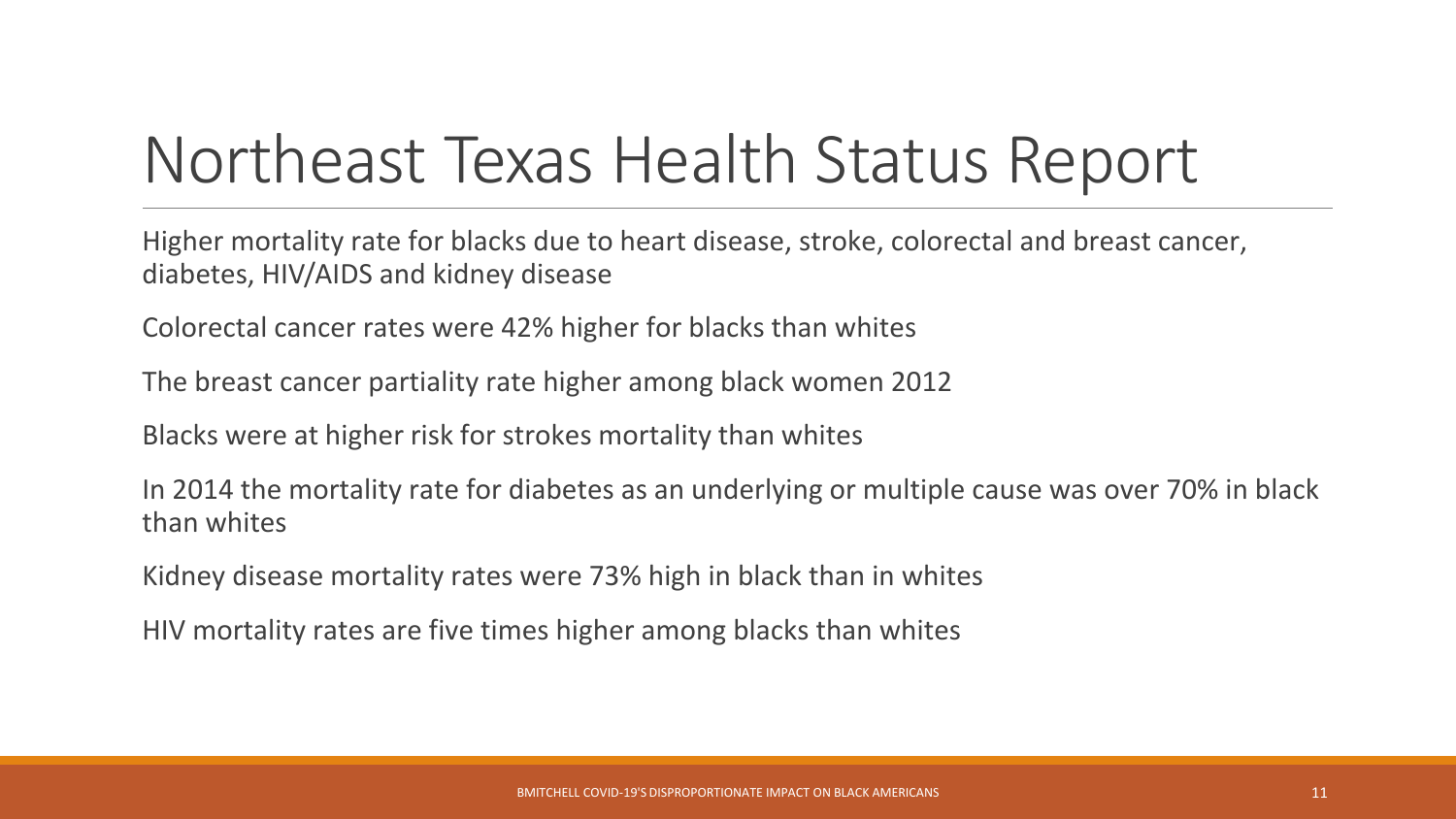# Northeast Texas Health Status Report

Higher mortality rate for blacks due to heart disease, stroke, colorectal and breast cancer, diabetes, HIV/AIDS and kidney disease

Colorectal cancer rates were 42% higher for blacks than whites

The breast cancer partiality rate higher among black women 2012

Blacks were at higher risk for strokes mortality than whites

In 2014 the mortality rate for diabetes as an underlying or multiple cause was over 70% in black than whites

Kidney disease mortality rates were 73% high in black than in whites

HIV mortality rates are five times higher among blacks than whites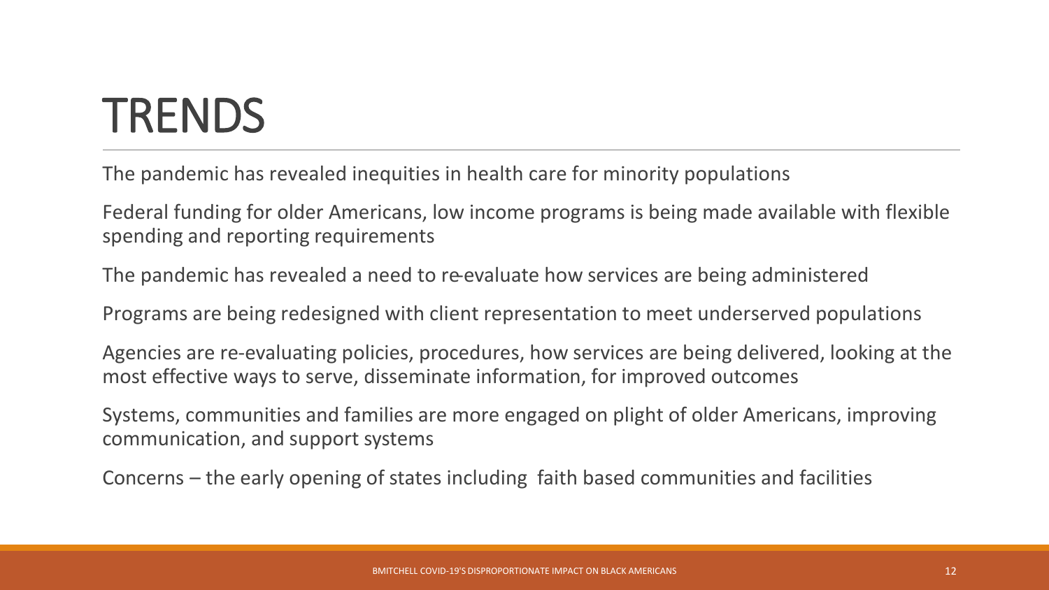# TRENDS

The pandemic has revealed inequities in health care for minority populations

Federal funding for older Americans, low income programs is being made available with flexible spending and reporting requirements

The pandemic has revealed a need to re-evaluate how services are being administered

Programs are being redesigned with client representation to meet underserved populations

Agencies are re-evaluating policies, procedures, how services are being delivered, looking at the most effective ways to serve, disseminate information, for improved outcomes

Systems, communities and families are more engaged on plight of older Americans, improving communication, and support systems

Concerns – the early opening of states including faith based communities and facilities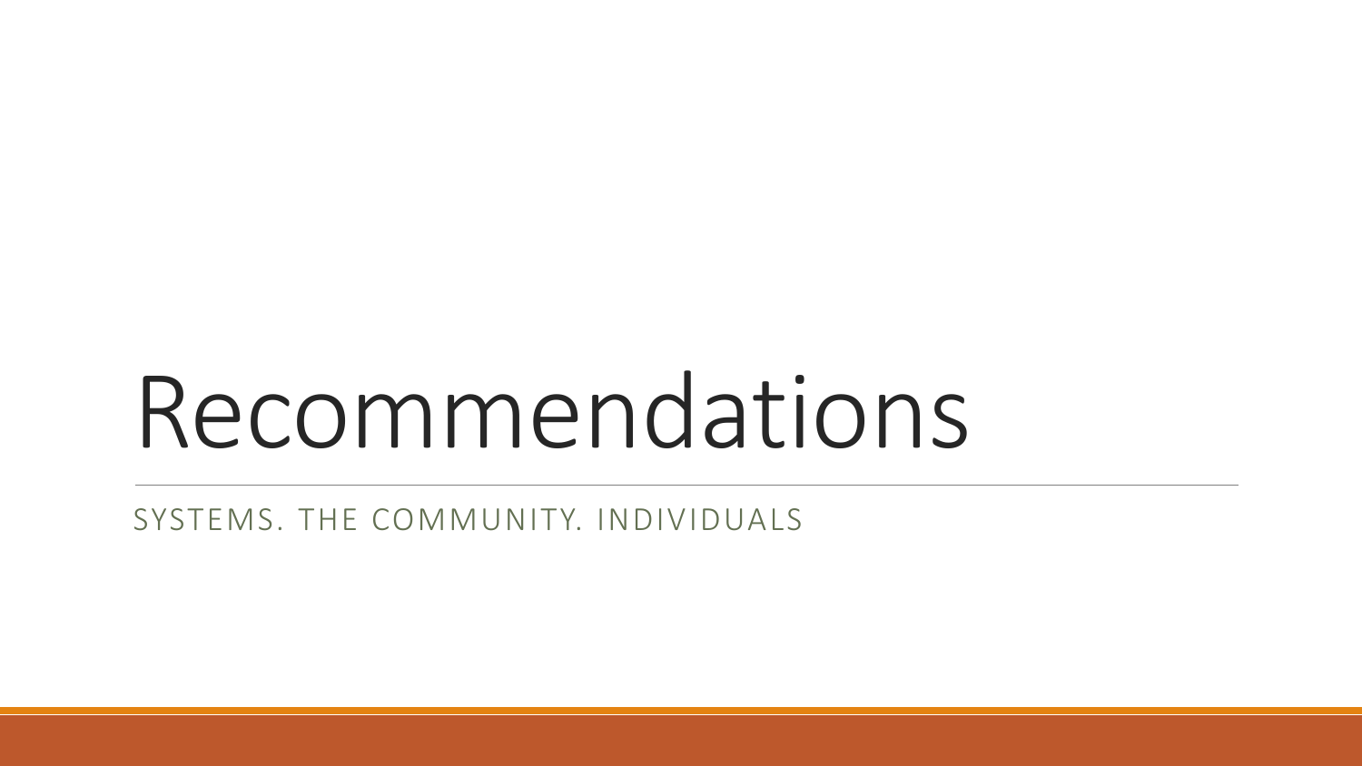# Recommendations

SYSTEMS. THE COMMUNITY. INDIVIDUALS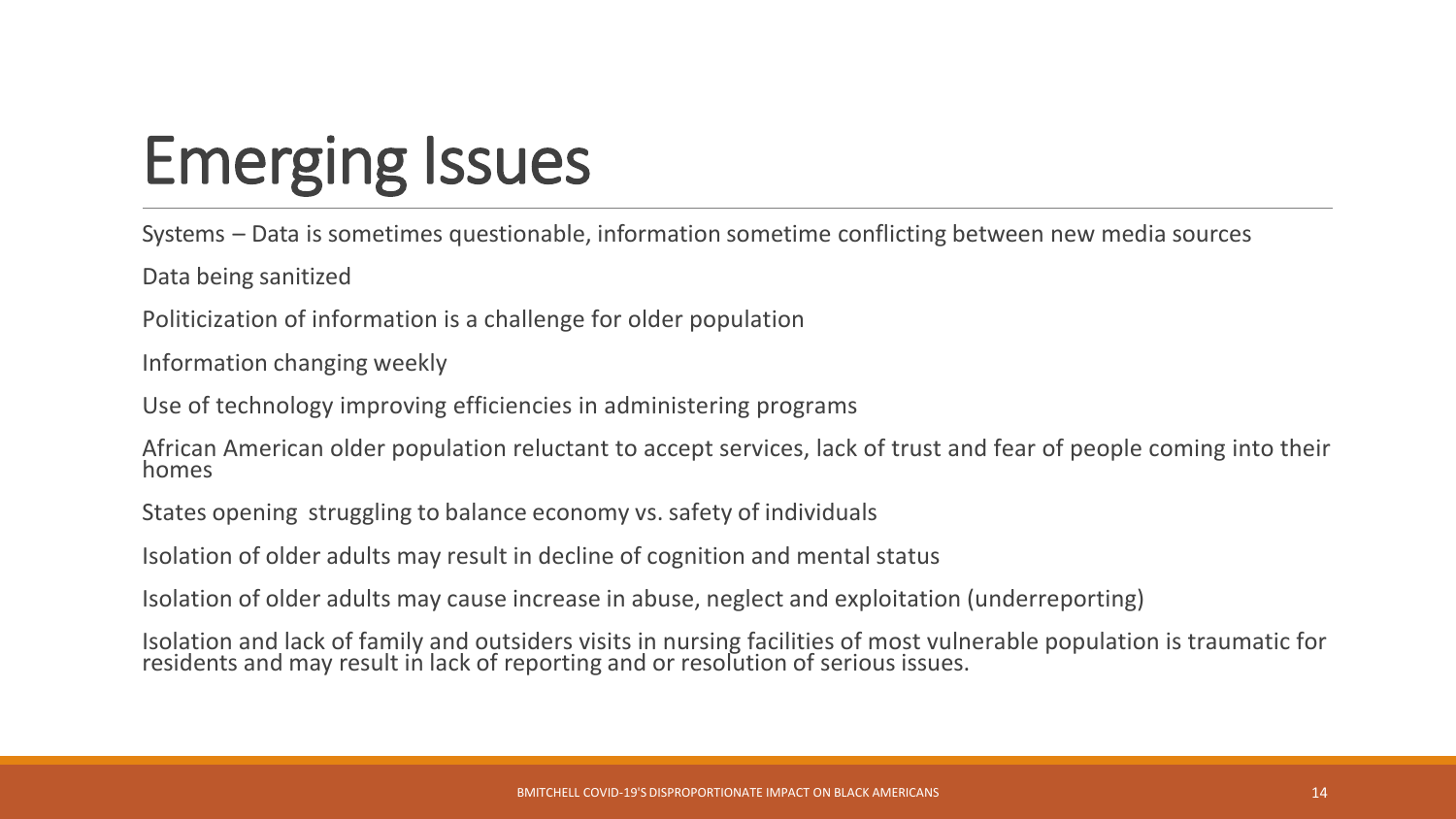# Emerging Issues

Systems – Data is sometimes questionable, information sometime conflicting between new media sources

Data being sanitized

Politicization of information is a challenge for older population

Information changing weekly

Use of technology improving efficiencies in administering programs

African American older population reluctant to accept services, lack of trust and fear of people coming into their homes

States opening struggling to balance economy vs. safety of individuals

Isolation of older adults may result in decline of cognition and mental status

Isolation of older adults may cause increase in abuse, neglect and exploitation (underreporting)

Isolation and lack of family and outsiders visits in nursing facilities of most vulnerable population is traumatic for residents and may result in lack of reporting and or resolution of serious issues.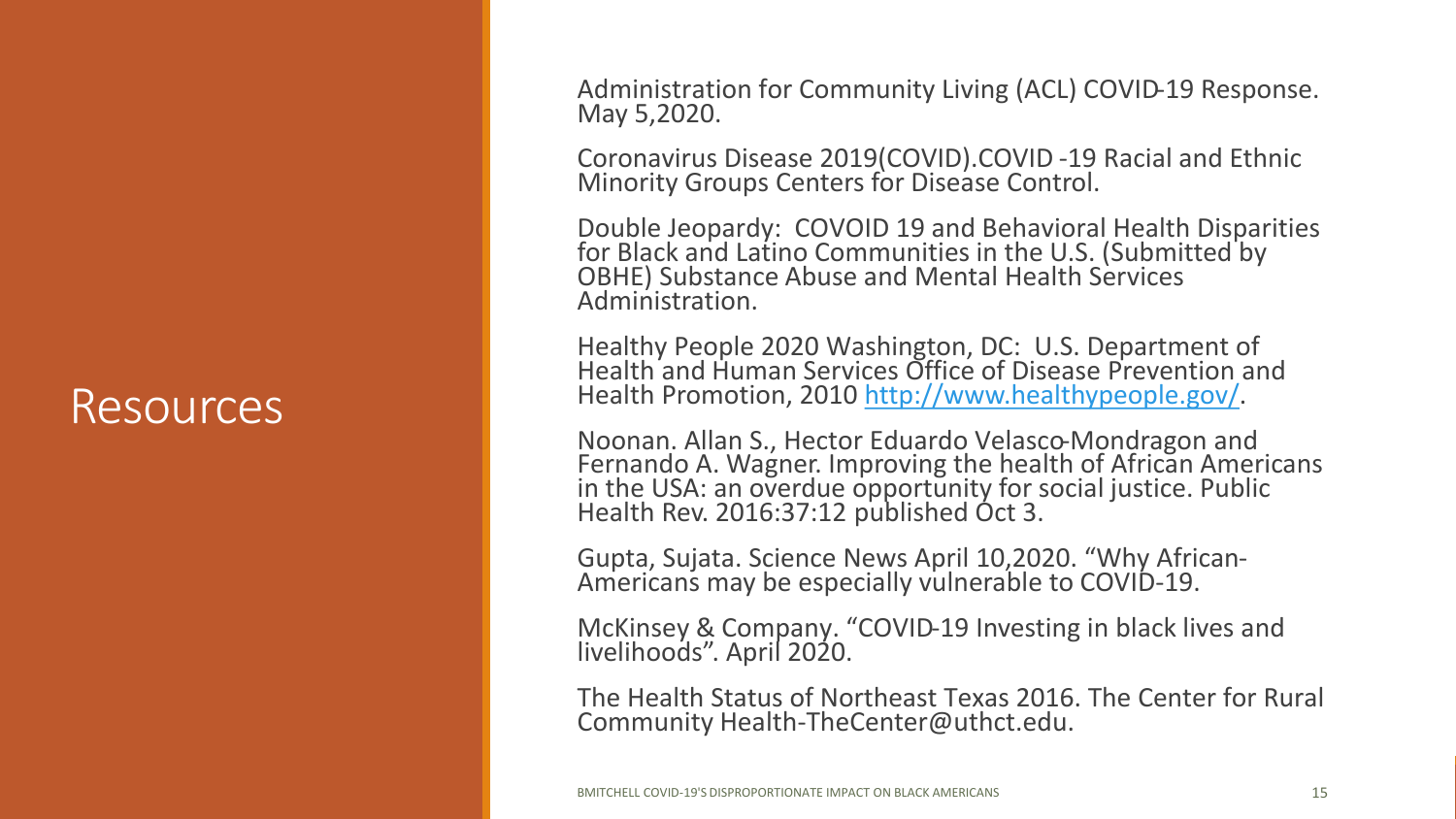# Resources

Administration for Community Living (ACL) COVID-19 Response. May 5,2020.

Coronavirus Disease 2019(COVID).COVID -19 Racial and Ethnic Minority Groups Centers for Disease Control.

Double Jeopardy: COVOID 19 and Behavioral Health Disparities for Black and Latino Communities in the U.S. (Submitted by OBHE) Substance Abuse and Mental Health Services Administration.

Healthy People 2020 Washington, DC: U.S. Department of Health and Human Services Office of Disease Prevention and Health Promotion, 2010 [http://www.healthypeople.gov/](http://www.healthypeople.gov/).

Noonan. Allan S., Hector Eduardo Velasco-Mondragon and Fernando A. Wagner. Improving the health of African Americans in the USA: an overdue opportunity for social justice. Public Health Rev. 2016:37:12 published Oct 3.

Gupta, Sujata. Science News April 10,2020. "Why African-Americans may be especially vulnerable to COVID-19.

McKinsey & Company. "COVID-19 Investing in black lives and livelihoods". April 2020.

The Health Status of Northeast Texas 2016. The Center for Rural Community Health-TheCenter@uthct.edu.